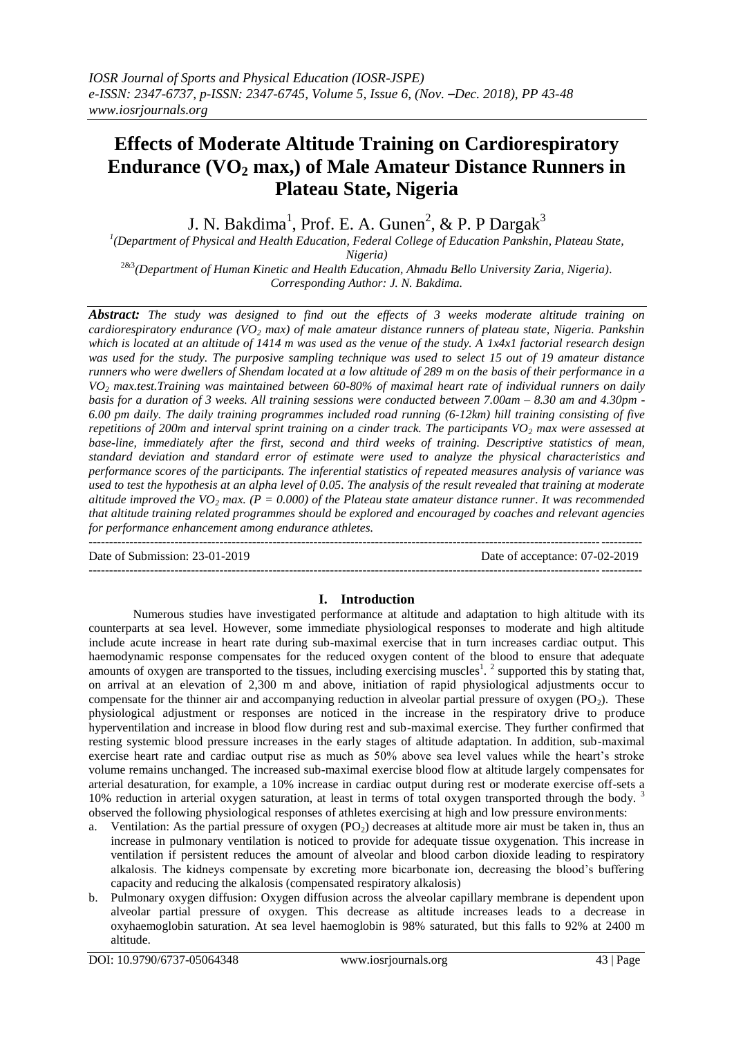# Effects of Moderate Altitude Training on Cardiorespiratory Endurance ($VO_2$ max,) of Male Amateur Distance Runners in Plateau State, Nigeria

J. N. Bakdima[1], Prof. E. A. Gunen[2], & P. P Dargak[3]

[1](Department of Physical and Health Education, Federal College of Education Pankshin, Plateau State, Nigeria)

[2&3](Department of Human Kinetic and Health Education, Ahmadu Bello University Zaria, Nigeria).

*Corresponding Author: J. N. Bakdima.*

***Abstract:*** *The study was designed to find out the effects of 3 weeks moderate altitude training on cardiorespiratory endurance ($VO_2$ max) of male amateur distance runners of plateau state, Nigeria. Pankshin which is located at an altitude of 1414 m was used as the venue of the study. A 1x4x1 factorial research design was used for the study. The purposive sampling technique was used to select 15 out of 19 amateur distance runners who were dwellers of Shendam located at a low altitude of 289 m on the basis of their performance in a $VO_2$ max.test.Training was maintained between 60-80% of maximal heart rate of individual runners on daily basis for a duration of 3 weeks. All training sessions were conducted between 7.00am – 8.30 am and 4.30pm - 6.00 pm daily. The daily training programmes included road running (6-12km) hill training consisting of five repetitions of 200m and interval sprint training on a cinder track. The participants $VO_2$ max were assessed at base-line, immediately after the first, second and third weeks of training. Descriptive statistics of mean, standard deviation and standard error of estimate were used to analyze the physical characteristics and performance scores of the participants. The inferential statistics of repeated measures analysis of variance was used to test the hypothesis at an alpha level of 0.05. The analysis of the result revealed that training at moderate altitude improved the $VO_2$ max. ($P = 0.000$) of the Plateau state amateur distance runner. It was recommended that altitude training related programmes should be explored and encouraged by coaches and relevant agencies for performance enhancement among endurance athletes.*

Date of Submission: 23-01-2019 Date of acceptance: 07-02-2019

## I. Introduction

Numerous studies have investigated performance at altitude and adaptation to high altitude with its counterparts at sea level. However, some immediate physiological responses to moderate and high altitude include acute increase in heart rate during sub-maximal exercise that in turn increases cardiac output. This haemodynamic response compensates for the reduced oxygen content of the blood to ensure that adequate amounts of oxygen are transported to the tissues, including exercising muscles[1]. [2] supported this by stating that, on arrival at an elevation of 2,300 m and above, initiation of rapid physiological adjustments occur to compensate for the thinner air and accompanying reduction in alveolar partial pressure of oxygen ($PO_2$). These physiological adjustment or responses are noticed in the increase in the respiratory drive to produce hyperventilation and increase in blood flow during rest and sub-maximal exercise. They further confirmed that resting systemic blood pressure increases in the early stages of altitude adaptation. In addition, sub-maximal exercise heart rate and cardiac output rise as much as 50% above sea level values while the heart's stroke volume remains unchanged. The increased sub-maximal exercise blood flow at altitude largely compensates for arterial desaturation, for example, a 10% increase in cardiac output during rest or moderate exercise off-sets a 10% reduction in arterial oxygen saturation, at least in terms of total oxygen transported through the body. [3] observed the following physiological responses of athletes exercising at high and low pressure environments:

a. Ventilation: As the partial pressure of oxygen ($PO_2$) decreases at altitude more air must be taken in, thus an increase in pulmonary ventilation is noticed to provide for adequate tissue oxygenation. This increase in ventilation if persistent reduces the amount of alveolar and blood carbon dioxide leading to respiratory alkalosis. The kidneys compensate by excreting more bicarbonate ion, decreasing the blood's buffering capacity and reducing the alkalosis (compensated respiratory alkalosis)

b. Pulmonary oxygen diffusion: Oxygen diffusion across the alveolar capillary membrane is dependent upon alveolar partial pressure of oxygen. This decrease as altitude increases leads to a decrease in oxyhaemoglobin saturation. At sea level haemoglobin is 98% saturated, but this falls to 92% at 2400 m altitude.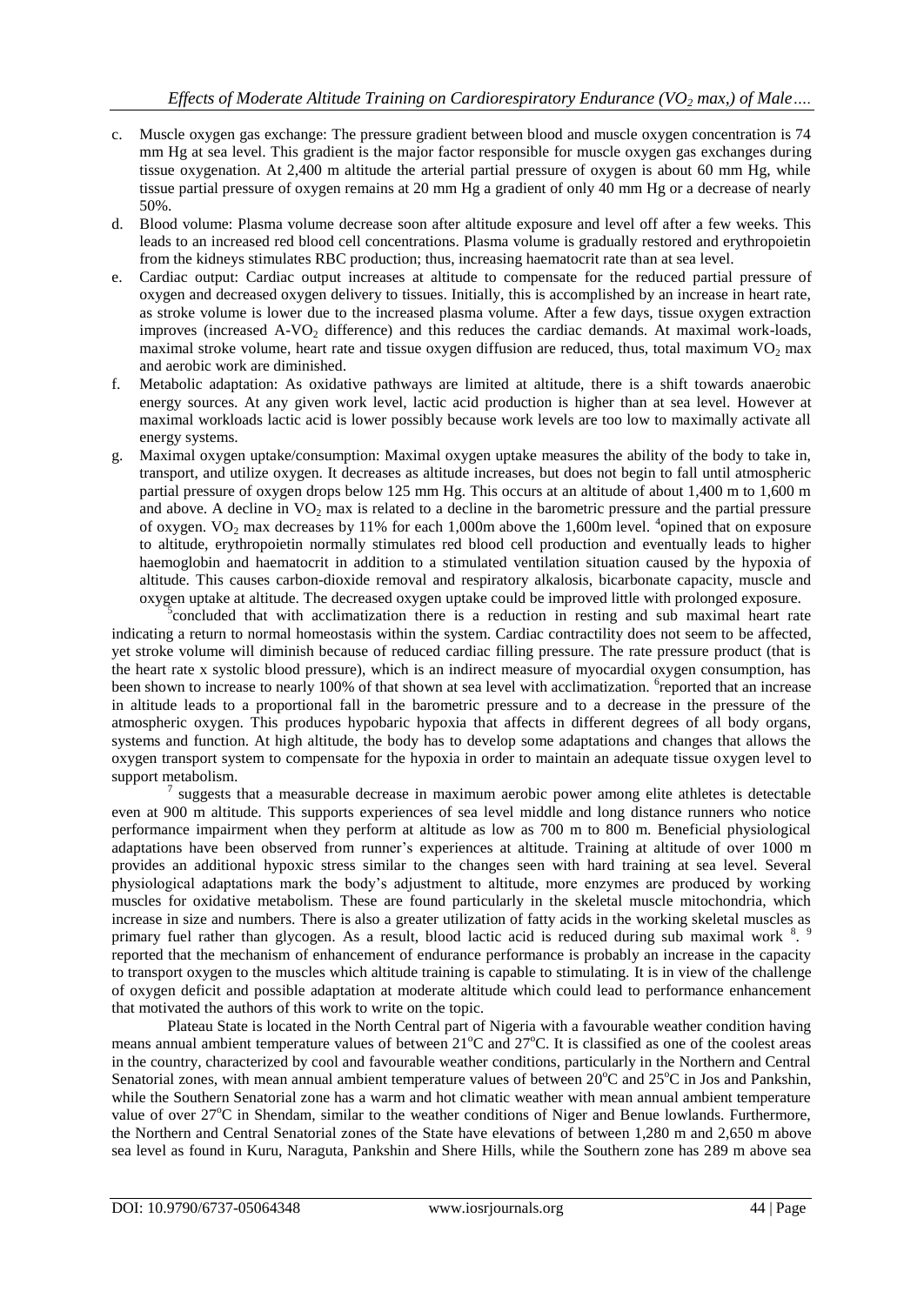c. Muscle oxygen gas exchange: The pressure gradient between blood and muscle oxygen concentration is 74 mm Hg at sea level. This gradient is the major factor responsible for muscle oxygen gas exchanges during tissue oxygenation. At 2,400 m altitude the arterial partial pressure of oxygen is about 60 mm Hg, while tissue partial pressure of oxygen remains at 20 mm Hg a gradient of only 40 mm Hg or a decrease of nearly 50%.
d. Blood volume: Plasma volume decrease soon after altitude exposure and level off after a few weeks. This leads to an increased red blood cell concentrations. Plasma volume is gradually restored and erythropoietin from the kidneys stimulates RBC production; thus, increasing haematocrit rate than at sea level.
e. Cardiac output: Cardiac output increases at altitude to compensate for the reduced partial pressure of oxygen and decreased oxygen delivery to tissues. Initially, this is accomplished by an increase in heart rate, as stroke volume is lower due to the increased plasma volume. After a few days, tissue oxygen extraction improves (increased A-$VO_2$ difference) and this reduces the cardiac demands. At maximal work-loads, maximal stroke volume, heart rate and tissue oxygen diffusion are reduced, thus, total maximum $VO_2$ max and aerobic work are diminished.
f. Metabolic adaptation: As oxidative pathways are limited at altitude, there is a shift towards anaerobic energy sources. At any given work level, lactic acid production is higher than at sea level. However at maximal workloads lactic acid is lower possibly because work levels are too low to maximally activate all energy systems.
g. Maximal oxygen uptake/consumption: Maximal oxygen uptake measures the ability of the body to take in, transport, and utilize oxygen. It decreases as altitude increases, but does not begin to fall until atmospheric partial pressure of oxygen drops below 125 mm Hg. This occurs at an altitude of about 1,400 m to 1,600 m and above. A decline in $VO_2$ max is related to a decline in the barometric pressure and the partial pressure of oxygen. $VO_2$ max decreases by 11% for each 1,000m above the 1,600m level. [4]opined that on exposure to altitude, erythropoietin normally stimulates red blood cell production and eventually leads to higher haemoglobin and haematocrit in addition to a stimulated ventilation situation caused by the hypoxia of altitude. This causes carbon-dioxide removal and respiratory alkalosis, bicarbonate capacity, muscle and oxygen uptake at altitude. The decreased oxygen uptake could be improved little with prolonged exposure.

[5]concluded that with acclimatization there is a reduction in resting and sub maximal heart rate indicating a return to normal homeostasis within the system. Cardiac contractility does not seem to be affected, yet stroke volume will diminish because of reduced cardiac filling pressure. The rate pressure product (that is the heart rate x systolic blood pressure), which is an indirect measure of myocardial oxygen consumption, has been shown to increase to nearly 100% of that shown at sea level with acclimatization. [6]reported that an increase in altitude leads to a proportional fall in the barometric pressure and to a decrease in the pressure of the atmospheric oxygen. This produces hypobaric hypoxia that affects in different degrees of all body organs, systems and function. At high altitude, the body has to develop some adaptations and changes that allows the oxygen transport system to compensate for the hypoxia in order to maintain an adequate tissue oxygen level to support metabolism.

[7] suggests that a measurable decrease in maximum aerobic power among elite athletes is detectable even at 900 m altitude. This supports experiences of sea level middle and long distance runners who notice performance impairment when they perform at altitude as low as 700 m to 800 m. Beneficial physiological adaptations have been observed from runner's experiences at altitude. Training at altitude of over 1000 m provides an additional hypoxic stress similar to the changes seen with hard training at sea level. Several physiological adaptations mark the body's adjustment to altitude, more enzymes are produced by working muscles for oxidative metabolism. These are found particularly in the skeletal muscle mitochondria, which increase in size and numbers. There is also a greater utilization of fatty acids in the working skeletal muscles as primary fuel rather than glycogen. As a result, blood lactic acid is reduced during sub maximal work [8]. [9] reported that the mechanism of enhancement of endurance performance is probably an increase in the capacity to transport oxygen to the muscles which altitude training is capable to stimulating. It is in view of the challenge of oxygen deficit and possible adaptation at moderate altitude which could lead to performance enhancement that motivated the authors of this work to write on the topic.

Plateau State is located in the North Central part of Nigeria with a favourable weather condition having means annual ambient temperature values of between 21°C and 27°C. It is classified as one of the coolest areas in the country, characterized by cool and favourable weather conditions, particularly in the Northern and Central Senatorial zones, with mean annual ambient temperature values of between 20°C and 25°C in Jos and Pankshin, while the Southern Senatorial zone has a warm and hot climatic weather with mean annual ambient temperature value of over 27°C in Shendam, similar to the weather conditions of Niger and Benue lowlands. Furthermore, the Northern and Central Senatorial zones of the State have elevations of between 1,280 m and 2,650 m above sea level as found in Kuru, Naraguta, Pankshin and Shere Hills, while the Southern zone has 289 m above sea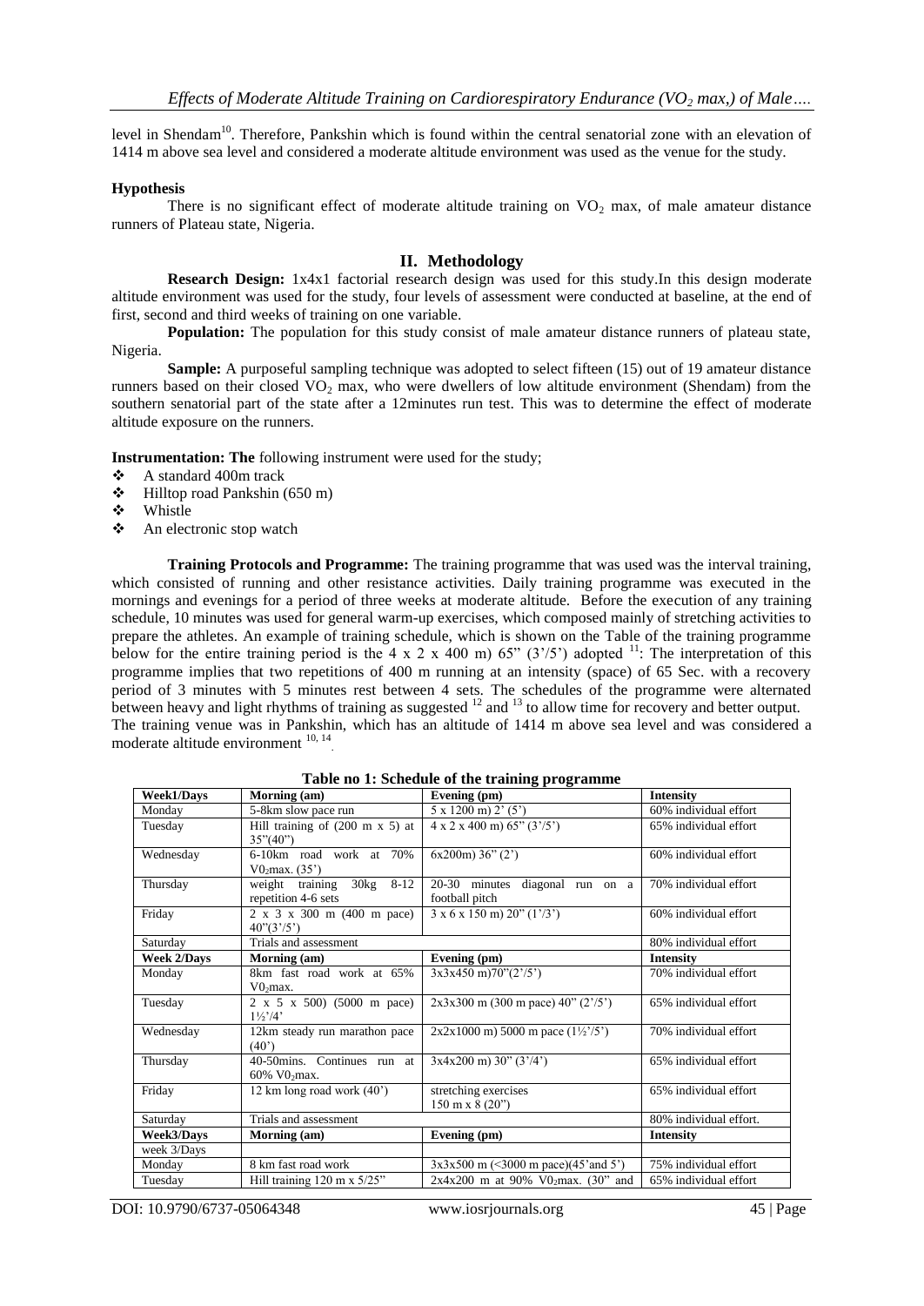level in Shendam[10]. Therefore, Pankshin which is found within the central senatorial zone with an elevation of 1414 m above sea level and considered a moderate altitude environment was used as the venue for the study.

### Hypothesis

There is no significant effect of moderate altitude training on $VO_2$ max, of male amateur distance runners of Plateau state, Nigeria.

## II. Methodology

**Research Design:** 1x4x1 factorial research design was used for this study.In this design moderate altitude environment was used for the study, four levels of assessment were conducted at baseline, at the end of first, second and third weeks of training on one variable.

**Population:** The population for this study consist of male amateur distance runners of plateau state, Nigeria.

**Sample:** A purposeful sampling technique was adopted to select fifteen (15) out of 19 amateur distance runners based on their closed $VO_2$ max, who were dwellers of low altitude environment (Shendam) from the southern senatorial part of the state after a 12minutes run test. This was to determine the effect of moderate altitude exposure on the runners.

**Instrumentation: The** following instrument were used for the study;

- A standard 400m track
- Hilltop road Pankshin (650 m)
- Whistle
- An electronic stop watch

**Training Protocols and Programme:** The training programme that was used was the interval training, which consisted of running and other resistance activities. Daily training programme was executed in the mornings and evenings for a period of three weeks at moderate altitude. Before the execution of any training schedule, 10 minutes was used for general warm-up exercises, which composed mainly of stretching activities to prepare the athletes. An example of training schedule, which is shown on the Table of the training programme below for the entire training period is the 4 x 2 x 400 m) 65" (3'/5') adopted [11]: The interpretation of this programme implies that two repetitions of 400 m running at an intensity (space) of 65 Sec. with a recovery period of 3 minutes with 5 minutes rest between 4 sets. The schedules of the programme were alternated between heavy and light rhythms of training as suggested [12] and [13] to allow time for recovery and better output. The training venue was in Pankshin, which has an altitude of 1414 m above sea level and was considered a moderate altitude environment [10, 14].

**Table no 1: Schedule of the training programme**

| Week1/Days | Morning (am) | Evening (pm) | Intensity |
|---|---|---|---|
| Monday | 5-8km slow pace run | 5 x 1200 m) 2' (5') | 60% individual effort |
| Tuesday | Hill training of (200 m x 5) at 35"(40") | 4 x 2 x 400 m) 65" (3'/5') | 65% individual effort |
| Wednesday | 6-10km road work at 70% $V0_2$max. (35') | 6x200m) 36" (2') | 60% individual effort |
| Thursday | weight training 30kg 8-12 repetition 4-6 sets | 20-30 minutes diagonal run on a football pitch | 70% individual effort |
| Friday | 2 x 3 x 300 m (400 m pace) 40"(3'/5') | 3 x 6 x 150 m) 20" (1'/3') | 60% individual effort |
| Saturday | Trials and assessment | | 80% individual effort |
| **Week 2/Days** | **Morning (am)** | **Evening (pm)** | **Intensity** |
| Monday | 8km fast road work at 65% $V0_2$max. | 3x3x450 m)70"(2'/5') | 70% individual effort |
| Tuesday | 2 x 5 x 500) (5000 m pace) 1½'/4' | 2x3x300 m (300 m pace) 40" (2'/5') | 65% individual effort |
| Wednesday | 12km steady run marathon pace (40') | 2x2x1000 m) 5000 m pace (1½'/5') | 70% individual effort |
| Thursday | 40-50mins. Continues run at 60% $V0_2$max. | 3x4x200 m) 30" (3'/4') | 65% individual effort |
| Friday | 12 km long road work (40') | stretching exercises 150 m x 8 (20") | 65% individual effort |
| Saturday | Trials and assessment | | 80% individual effort. |
| **Week3/Days** | **Morning (am)** | **Evening (pm)** | **Intensity** |
| week 3/Days | | | |
| Monday | 8 km fast road work | 3x3x500 m (<3000 m pace)(45'and 5') | 75% individual effort |
| Tuesday | Hill training 120 m x 5/25" | 2x4x200 m at 90% $V0_2$max. (30" and | 65% individual effort |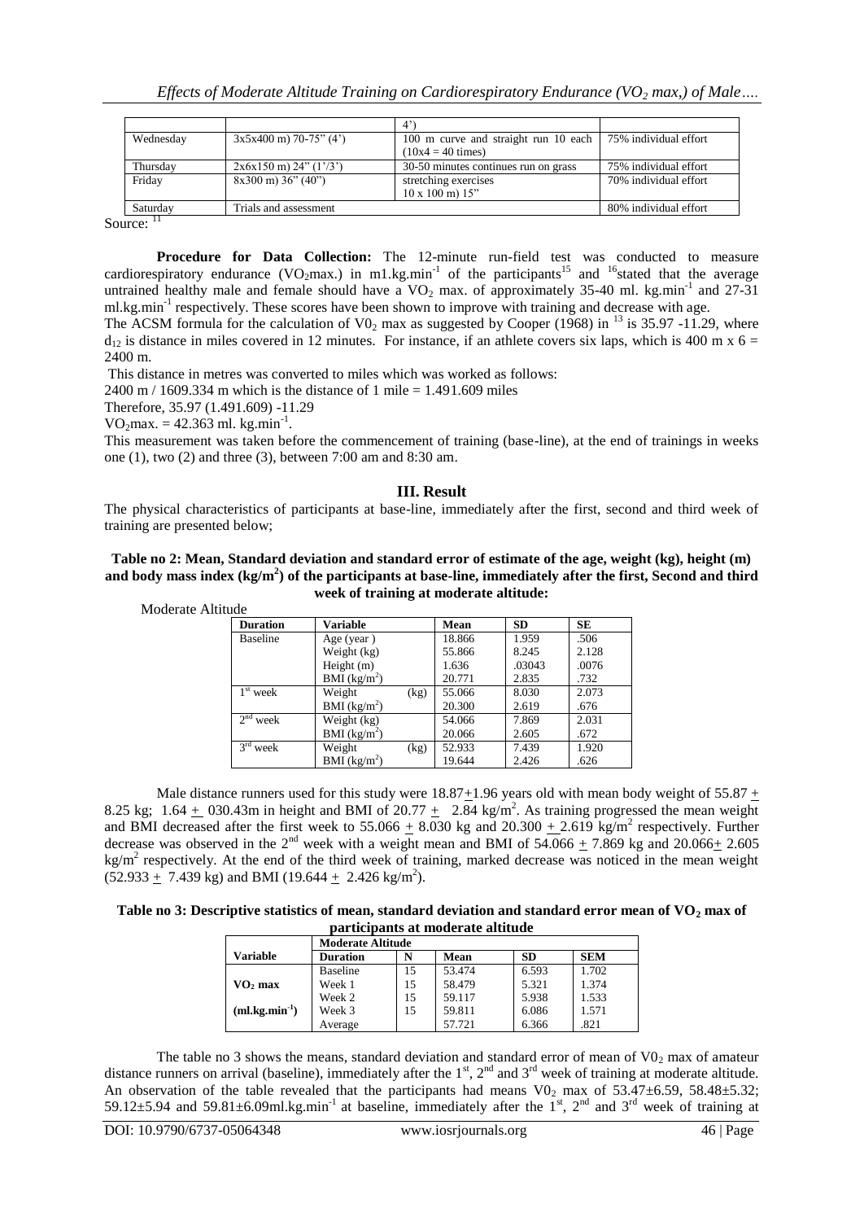|  |  | 4') |  |
|---|---|---|---|
| Wednesday | 3x5x400 m) 70-75" (4') | 100 m curve and straight run 10 each (10x4 = 40 times) | 75% individual effort |
| Thursday | 2x6x150 m) 24" (1'/3') | 30-50 minutes continues run on grass | 75% individual effort |
| Friday | 8x300 m) 36" (40") | stretching exercises 10 x 100 m) 15" | 70% individual effort |
| Saturday | Trials and assessment |  | 80% individual effort |

Source: [11]

**Procedure for Data Collection:** The 12-minute run-field test was conducted to measure cardiorespiratory endurance ($VO_2$max.) in m1.kg.min$^{-1}$ of the participants[15] and [16]stated that the average untrained healthy male and female should have a $VO_2$ max. of approximately 35-40 ml. kg.min$^{-1}$ and 27-31 ml.kg.min$^{-1}$ respectively. These scores have been shown to improve with training and decrease with age.

The ACSM formula for the calculation of $V0_2$ max as suggested by Cooper (1968) in [13] is 35.97 -11.29, where $d_{12}$ is distance in miles covered in 12 minutes. For instance, if an athlete covers six laps, which is 400 m x 6 = 2400 m.

This distance in metres was converted to miles which was worked as follows:

2400 m / 1609.334 m which is the distance of 1 mile = 1.491.609 miles

Therefore, 35.97 (1.491.609) -11.29

$VO_2$max. = 42.363 ml. kg.min$^{-1}$.

This measurement was taken before the commencement of training (base-line), at the end of trainings in weeks one (1), two (2) and three (3), between 7:00 am and 8:30 am.

## III. Result

The physical characteristics of participants at base-line, immediately after the first, second and third week of training are presented below;

**Table no 2: Mean, Standard deviation and standard error of estimate of the age, weight (kg), height (m) and body mass index (kg/m$^2$) of the participants at base-line, immediately after the first, Second and third week of training at moderate altitude:**

Moderate Altitude

| Duration | Variable | Mean | SD | SE |
|---|---|---|---|---|
| Baseline | Age (year ) | 18.866 | 1.959 | .506 |
|  | Weight (kg) | 55.866 | 8.245 | 2.128 |
|  | Height (m) | 1.636 | .03043 | .0076 |
|  | BMI (kg/m$^2$) | 20.771 | 2.835 | .732 |
| 1$^{st}$ week | Weight (kg) | 55.066 | 8.030 | 2.073 |
|  | BMI (kg/m$^2$) | 20.300 | 2.619 | .676 |
| 2$^{nd}$ week | Weight (kg) | 54.066 | 7.869 | 2.031 |
|  | BMI (kg/m$^2$) | 20.066 | 2.605 | .672 |
| 3$^{rd}$ week | Weight (kg) | 52.933 | 7.439 | 1.920 |
|  | BMI (kg/m$^2$) | 19.644 | 2.426 | .626 |

Male distance runners used for this study were 18.87$\pm$1.96 years old with mean body weight of 55.87 $\pm$ 8.25 kg; 1.64 $\pm$ 030.43m in height and BMI of 20.77 $\pm$ 2.84 kg/m$^2$. As training progressed the mean weight and BMI decreased after the first week to 55.066 $\pm$ 8.030 kg and 20.300 $\pm$ 2.619 kg/m$^2$ respectively. Further decrease was observed in the 2$^{nd}$ week with a weight mean and BMI of 54.066 $\pm$ 7.869 kg and 20.066$\pm$ 2.605 kg/m$^2$ respectively. At the end of the third week of training, marked decrease was noticed in the mean weight (52.933 $\pm$ 7.439 kg) and BMI (19.644 $\pm$ 2.426 kg/m$^2$).

**Table no 3: Descriptive statistics of mean, standard deviation and standard error mean of $VO_2$ max of participants at moderate altitude**

|  | Moderate Altitude |  |  |  |  |
|---|---|---|---|---|---|
| Variable | Duration | N | Mean | SD | SEM |
| $VO_2$ max | Baseline | 15 | 53.474 | 6.593 | 1.702 |
|  | Week 1 | 15 | 58.479 | 5.321 | 1.374 |
|  | Week 2 | 15 | 59.117 | 5.938 | 1.533 |
| (ml.kg.min$^{-1}$) | Week 3 | 15 | 59.811 | 6.086 | 1.571 |
|  | Average |  | 57.721 | 6.366 | .821 |

The table no 3 shows the means, standard deviation and standard error of mean of $V0_2$ max of amateur distance runners on arrival (baseline), immediately after the 1$^{st}$, 2$^{nd}$ and 3$^{rd}$ week of training at moderate altitude. An observation of the table revealed that the participants had means $V0_2$ max of 53.47±6.59, 58.48±5.32; 59.12±5.94 and 59.81±6.09ml.kg.min$^{-1}$ at baseline, immediately after the 1$^{st}$, 2$^{nd}$ and 3$^{rd}$ week of training at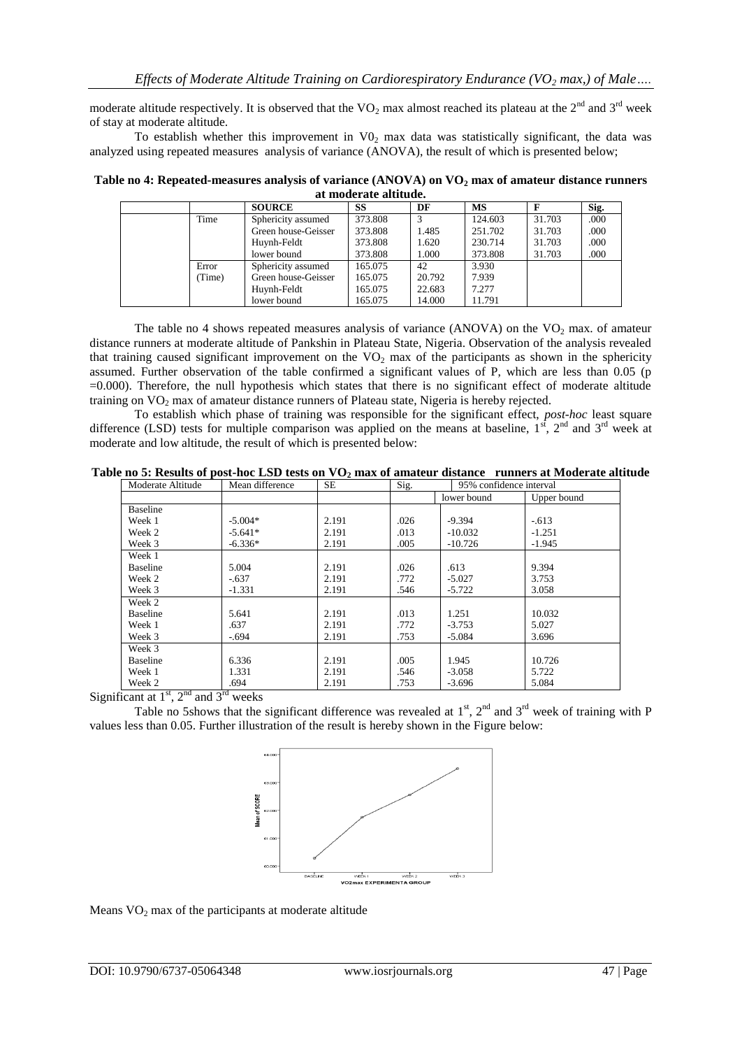moderate altitude respectively. It is observed that the $VO_2$ max almost reached its plateau at the 2nd and 3rd week of stay at moderate altitude.

To establish whether this improvement in $V0_2$ max data was statistically significant, the data was analyzed using repeated measures analysis of variance (ANOVA), the result of which is presented below;

**Table no 4: Repeated-measures analysis of variance (ANOVA) on $VO_2$ max of amateur distance runners at moderate altitude.**

| | | SOURCE | SS | DF | MS | F | Sig. |
|---|---|---|---|---|---|---|---|
| | Time | Sphericity assumed | 373.808 | 3 | 124.603 | 31.703 | .000 |
| | | Green house-Geisser | 373.808 | 1.485 | 251.702 | 31.703 | .000 |
| | | Huynh-Feldt | 373.808 | 1.620 | 230.714 | 31.703 | .000 |
| | | lower bound | 373.808 | 1.000 | 373.808 | 31.703 | .000 |
| | Error (Time) | Sphericity assumed | 165.075 | 42 | 3.930 | | |
| | | Green house-Geisser | 165.075 | 20.792 | 7.939 | | |
| | | Huynh-Feldt | 165.075 | 22.683 | 7.277 | | |
| | | lower bound | 165.075 | 14.000 | 11.791 | | |

The table no 4 shows repeated measures analysis of variance (ANOVA) on the $VO_2$ max. of amateur distance runners at moderate altitude of Pankshin in Plateau State, Nigeria. Observation of the analysis revealed that training caused significant improvement on the $VO_2$ max of the participants as shown in the sphericity assumed. Further observation of the table confirmed a significant values of P, which are less than 0.05 ($p = 0.000$). Therefore, the null hypothesis which states that there is no significant effect of moderate altitude training on $VO_2$ max of amateur distance runners of Plateau state, Nigeria is hereby rejected.

To establish which phase of training was responsible for the significant effect, *post-hoc* least square difference (LSD) tests for multiple comparison was applied on the means at baseline, 1st, 2nd and 3rd week at moderate and low altitude, the result of which is presented below:

**Table no 5: Results of post-hoc LSD tests on $VO_2$ max of amateur distance runners at Moderate altitude**

| Moderate Altitude | Mean difference | SE | Sig. | 95% confidence interval | |
|---|---|---|---|---|---|
| | | | | lower bound | Upper bound |
| Baseline | | | | | |
| Week 1 | -5.004* | 2.191 | .026 | -9.394 | -.613 |
| Week 2 | -5.641* | 2.191 | .013 | -10.032 | -1.251 |
| Week 3 | -6.336* | 2.191 | .005 | -10.726 | -1.945 |
| Week 1 | | | | | |
| Baseline | 5.004 | 2.191 | .026 | .613 | 9.394 |
| Week 2 | -.637 | 2.191 | .772 | -5.027 | 3.753 |
| Week 3 | -1.331 | 2.191 | .546 | -5.722 | 3.058 |
| Week 2 | | | | | |
| Baseline | 5.641 | 2.191 | .013 | 1.251 | 10.032 |
| Week 1 | .637 | 2.191 | .772 | -3.753 | 5.027 |
| Week 3 | -.694 | 2.191 | .753 | -5.084 | 3.696 |
| Week 3 | | | | | |
| Baseline | 6.336 | 2.191 | .005 | 1.945 | 10.726 |
| Week 1 | 1.331 | 2.191 | .546 | -3.058 | 5.722 |
| Week 2 | .694 | 2.191 | .753 | -3.696 | 5.084 |

Significant at 1st, 2nd and 3rd weeks

Table no 5shows that the significant difference was revealed at 1st, 2nd and 3rd week of training with P values less than 0.05. Further illustration of the result is hereby shown in the Figure below:

Means $VO_2$ max of the participants at moderate altitude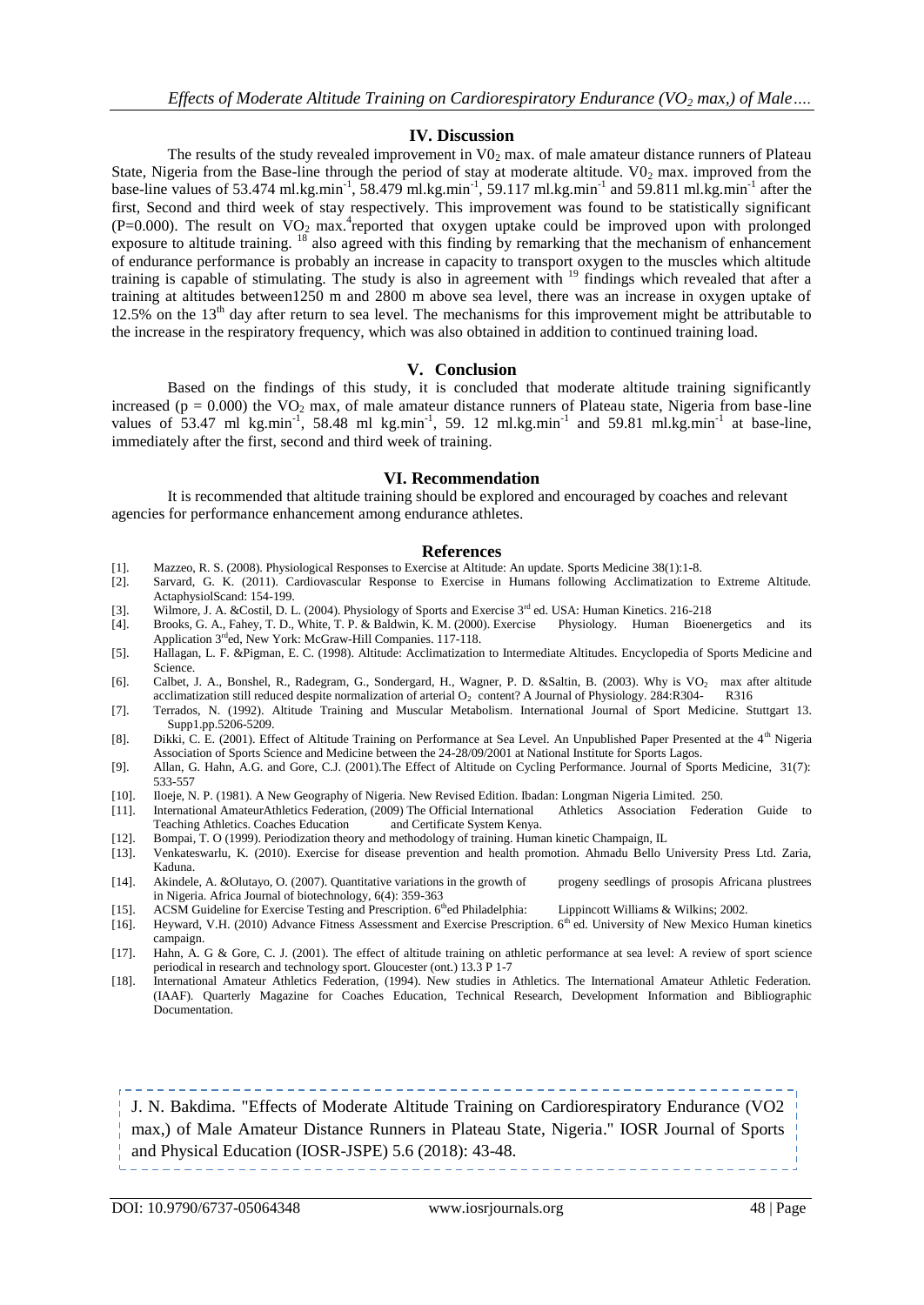## IV. Discussion

The results of the study revealed improvement in $V0_2$ max. of male amateur distance runners of Plateau State, Nigeria from the Base-line through the period of stay at moderate altitude. $V0_2$ max. improved from the base-line values of 53.474 $ml.kg.min^{-1}$, 58.479 $ml.kg.min^{-1}$, 59.117 $ml.kg.min^{-1}$ and 59.811 $ml.kg.min^{-1}$ after the first, Second and third week of stay respectively. This improvement was found to be statistically significant (P=0.000). The result on $VO_2$ max.[4] reported that oxygen uptake could be improved upon with prolonged exposure to altitude training. [18] also agreed with this finding by remarking that the mechanism of enhancement of endurance performance is probably an increase in capacity to transport oxygen to the muscles which altitude training is capable of stimulating. The study is also in agreement with [19] findings which revealed that after a training at altitudes between1250 m and 2800 m above sea level, there was an increase in oxygen uptake of 12.5% on the $13^{th}$ day after return to sea level. The mechanisms for this improvement might be attributable to the increase in the respiratory frequency, which was also obtained in addition to continued training load.

## V. Conclusion

Based on the findings of this study, it is concluded that moderate altitude training significantly increased (p = 0.000) the $VO_2$ max, of male amateur distance runners of Plateau state, Nigeria from base-line values of 53.47 ml $kg.min^{-1}$, 58.48 ml $kg.min^{-1}$, 59. 12 $ml.kg.min^{-1}$ and 59.81 $ml.kg.min^{-1}$ at base-line, immediately after the first, second and third week of training.

## VI. Recommendation

It is recommended that altitude training should be explored and encouraged by coaches and relevant agencies for performance enhancement among endurance athletes.

## References

[1]. Mazzeo, R. S. (2008). Physiological Responses to Exercise at Altitude: An update. Sports Medicine 38(1):1-8.

[2]. Sarvard, G. K. (2011). Cardiovascular Response to Exercise in Humans following Acclimatization to Extreme Altitude. ActaphysiolScand: 154-199.

[3]. Wilmore, J. A. &Costil, D. L. (2004). Physiology of Sports and Exercise 3rd ed. USA: Human Kinetics. 216-218

[4]. Brooks, G. A., Fahey, T. D., White, T. P. & Baldwin, K. M. (2000). Exercise Physiology. Human Bioenergetics and its Application 3rded, New York: McGraw-Hill Companies. 117-118.

[5]. Hallagan, L. F. &Pigman, E. C. (1998). Altitude: Acclimatization to Intermediate Altitudes. Encyclopedia of Sports Medicine and Science.

[6]. Calbet, J. A., Bonshel, R., Radegram, G., Sondergard, H., Wagner, P. D. &Saltin, B. (2003). Why is $VO_2$ max after altitude acclimatization still reduced despite normalization of arterial $O_2$ content? A Journal of Physiology. 284:R304- R316

[7]. Terrados, N. (1992). Altitude Training and Muscular Metabolism. International Journal of Sport Medicine. Stuttgart 13. Supp1.pp.5206-5209.

[8]. Dikki, C. E. (2001). Effect of Altitude Training on Performance at Sea Level. An Unpublished Paper Presented at the 4th Nigeria Association of Sports Science and Medicine between the 24-28/09/2001 at National Institute for Sports Lagos.

[9]. Allan, G. Hahn, A.G. and Gore, C.J. (2001).The Effect of Altitude on Cycling Performance. Journal of Sports Medicine, 31(7): 533-557

[10]. Iloeje, N. P. (1981). A New Geography of Nigeria. New Revised Edition. Ibadan: Longman Nigeria Limited. 250.

[11]. International AmateurAthletics Federation, (2009) The Official International Athletics Association Federation Guide to Teaching Athletics. Coaches Education and Certificate System Kenya.

[12]. Bompai, T. O (1999). Periodization theory and methodology of training. Human kinetic Champaign, IL

[13]. Venkateswarlu, K. (2010). Exercise for disease prevention and health promotion. Ahmadu Bello University Press Ltd. Zaria, Kaduna.

[14]. Akindele, A. &Olutayo, O. (2007). Quantitative variations in the growth of progeny seedlings of prosopis Africana plustrees in Nigeria. Africa Journal of biotechnology, 6(4): 359-363

[15]. ACSM Guideline for Exercise Testing and Prescription. 6thed Philadelphia: Lippincott Williams & Wilkins; 2002.

[16]. Heyward, V.H. (2010) Advance Fitness Assessment and Exercise Prescription. 6th ed. University of New Mexico Human kinetics campaign.

[17]. Hahn, A. G & Gore, C. J. (2001). The effect of altitude training on athletic performance at sea level: A review of sport science periodical in research and technology sport. Gloucester (ont.) 13.3 P 1-7

[18]. International Amateur Athletics Federation, (1994). New studies in Athletics. The International Amateur Athletic Federation. (IAAF). Quarterly Magazine for Coaches Education, Technical Research, Development Information and Bibliographic Documentation.

J. N. Bakdima. "Effects of Moderate Altitude Training on Cardiorespiratory Endurance (VO2 max,) of Male Amateur Distance Runners in Plateau State, Nigeria." IOSR Journal of Sports and Physical Education (IOSR-JSPE) 5.6 (2018): 43-48.